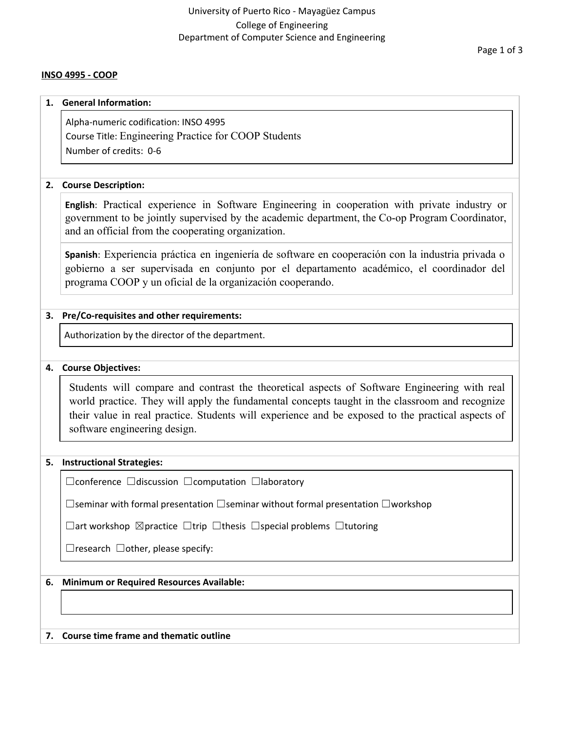University of Puerto Rico - Mayagüez Campus
College of Engineering
Department of Computer Science and Engineering

**INSO 4995 - COOP**

## 1. General Information:

Alpha-numeric codification: INSO 4995
Course Title: Engineering Practice for COOP Students
Number of credits: 0-6

## 2. Course Description:

**English**: Practical experience in Software Engineering in cooperation with private industry or government to be jointly supervised by the academic department, the Co-op Program Coordinator, and an official from the cooperating organization.

**Spanish**: Experiencia práctica en ingeniería de software en cooperación con la industria privada o gobierno a ser supervisada en conjunto por el departamento académico, el coordinador del programa COOP y un oficial de la organización cooperando.

## 3. Pre/Co-requisites and other requirements:

Authorization by the director of the department.

## 4. Course Objectives:

Students will compare and contrast the theoretical aspects of Software Engineering with real world practice. They will apply the fundamental concepts taught in the classroom and recognize their value in real practice. Students will experience and be exposed to the practical aspects of software engineering design.

## 5. Instructional Strategies:

☐conference ☐discussion ☐computation ☐laboratory

☐seminar with formal presentation ☐seminar without formal presentation ☐workshop

☐art workshop ☒practice ☐trip ☐thesis ☐special problems ☐tutoring

☐research ☐other, please specify:

## 6. Minimum or Required Resources Available:

## 7. Course time frame and thematic outline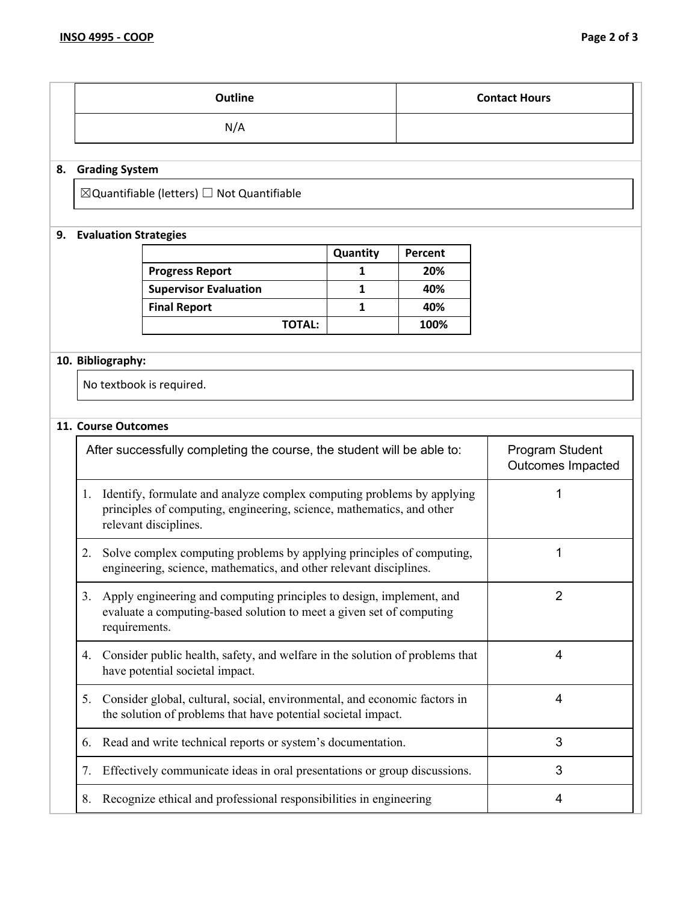| Outline | Contact Hours |
|---|---|
| N/A | |

## 8. Grading System

☒Quantifiable (letters) ☐ Not Quantifiable

## 9. Evaluation Strategies

| | Quantity | Percent |
|---|---|---|
| **Progress Report** | **1** | **20%** |
| **Supervisor Evaluation** | **1** | **40%** |
| **Final Report** | **1** | **40%** |
| **TOTAL:** | | **100%** |

## 10. Bibliography:

No textbook is required.

## 11. Course Outcomes

| After successfully completing the course, the student will be able to: | Program Student Outcomes Impacted |
|---|---|
| 1. Identify, formulate and analyze complex computing problems by applying principles of computing, engineering, science, mathematics, and other relevant disciplines. | 1 |
| 2. Solve complex computing problems by applying principles of computing, engineering, science, mathematics, and other relevant disciplines. | 1 |
| 3. Apply engineering and computing principles to design, implement, and evaluate a computing-based solution to meet a given set of computing requirements. | 2 |
| 4. Consider public health, safety, and welfare in the solution of problems that have potential societal impact. | 4 |
| 5. Consider global, cultural, social, environmental, and economic factors in the solution of problems that have potential societal impact. | 4 |
| 6. Read and write technical reports or system's documentation. | 3 |
| 7. Effectively communicate ideas in oral presentations or group discussions. | 3 |
| 8. Recognize ethical and professional responsibilities in engineering | 4 |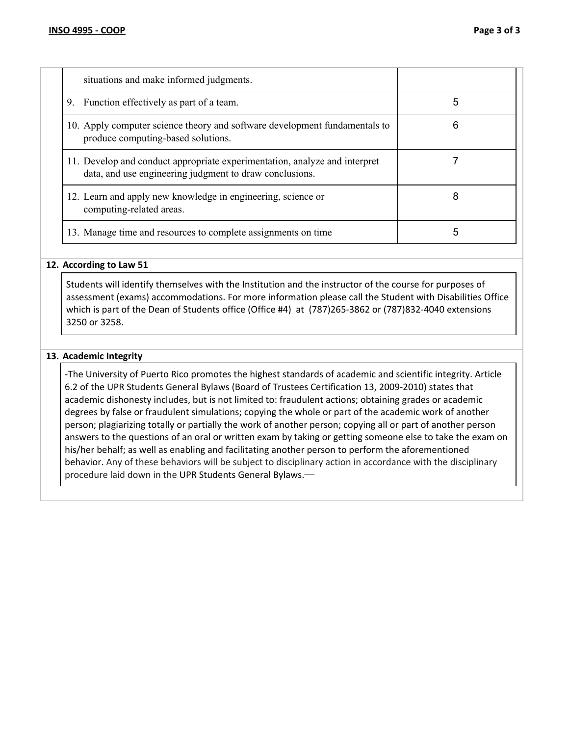| | |
|---|---|
| situations and make informed judgments. | |
| 9. Function effectively as part of a team. | 5 |
| 10. Apply computer science theory and software development fundamentals to produce computing-based solutions. | 6 |
| 11. Develop and conduct appropriate experimentation, analyze and interpret data, and use engineering judgment to draw conclusions. | 7 |
| 12. Learn and apply new knowledge in engineering, science or computing-related areas. | 8 |
| 13. Manage time and resources to complete assignments on time | 5 |

## 12. According to Law 51

Students will identify themselves with the Institution and the instructor of the course for purposes of assessment (exams) accommodations. For more information please call the Student with Disabilities Office which is part of the Dean of Students office (Office #4) at (787)265-3862 or (787)832-4040 extensions 3250 or 3258.

## 13. Academic Integrity

-The University of Puerto Rico promotes the highest standards of academic and scientific integrity. Article 6.2 of the UPR Students General Bylaws (Board of Trustees Certification 13, 2009-2010) states that academic dishonesty includes, but is not limited to: fraudulent actions; obtaining grades or academic degrees by false or fraudulent simulations; copying the whole or part of the academic work of another person; plagiarizing totally or partially the work of another person; copying all or part of another person answers to the questions of an oral or written exam by taking or getting someone else to take the exam on his/her behalf; as well as enabling and facilitating another person to perform the aforementioned behavior. Any of these behaviors will be subject to disciplinary action in accordance with the disciplinary procedure laid down in the UPR Students General Bylaws.—